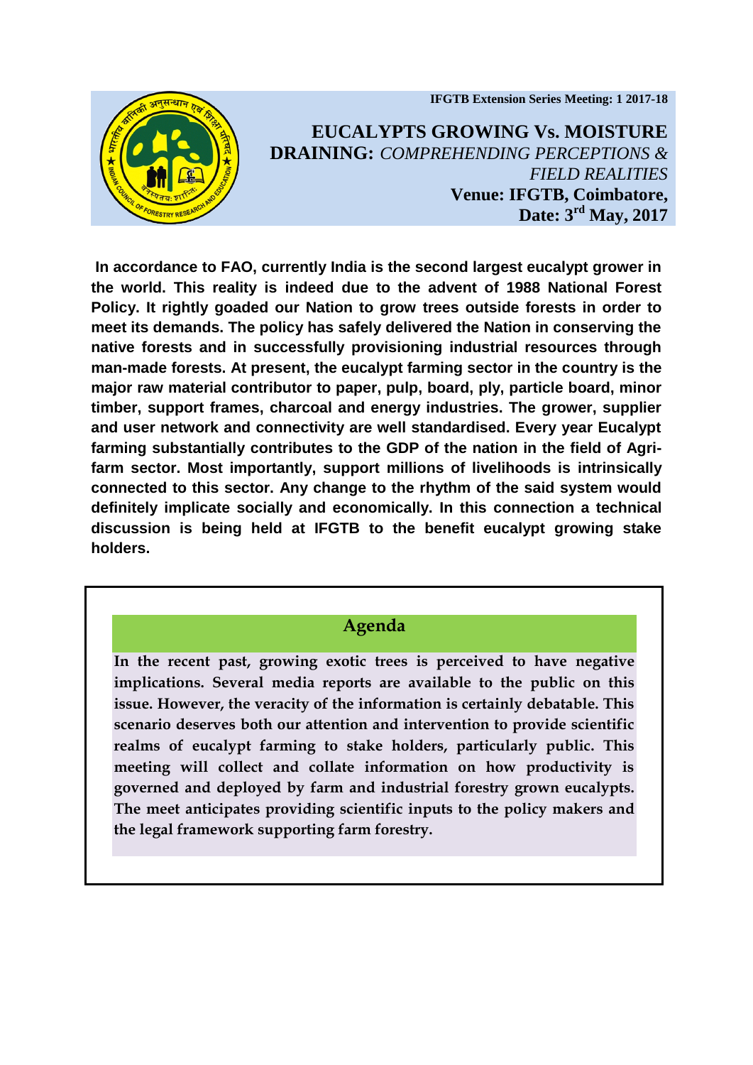IFGTB Extension Series Meeting: 1 2017-18

# EUCALYPTS GROWING Vs. MOISTURE DRAINING: *COMPREHENDING PERCEPTIONS & FIELD REALITIES*

**Venue: IFGTB, Coimbatore,**
**Date: 3rd May, 2017**

**In accordance to FAO, currently India is the second largest eucalypt grower in the world. This reality is indeed due to the advent of 1988 National Forest Policy. It rightly goaded our Nation to grow trees outside forests in order to meet its demands. The policy has safely delivered the Nation in conserving the native forests and in successfully provisioning industrial resources through man-made forests. At present, the eucalypt farming sector in the country is the major raw material contributor to paper, pulp, board, ply, particle board, minor timber, support frames, charcoal and energy industries. The grower, supplier and user network and connectivity are well standardised. Every year Eucalypt farming substantially contributes to the GDP of the nation in the field of Agri-farm sector. Most importantly, support millions of livelihoods is intrinsically connected to this sector. Any change to the rhythm of the said system would definitely implicate socially and economically. In this connection a technical discussion is being held at IFGTB to the benefit eucalypt growing stake holders.**

## Agenda

**In the recent past, growing exotic trees is perceived to have negative implications. Several media reports are available to the public on this issue. However, the veracity of the information is certainly debatable. This scenario deserves both our attention and intervention to provide scientific realms of eucalypt farming to stake holders, particularly public. This meeting will collect and collate information on how productivity is governed and deployed by farm and industrial forestry grown eucalypts. The meet anticipates providing scientific inputs to the policy makers and the legal framework supporting farm forestry.**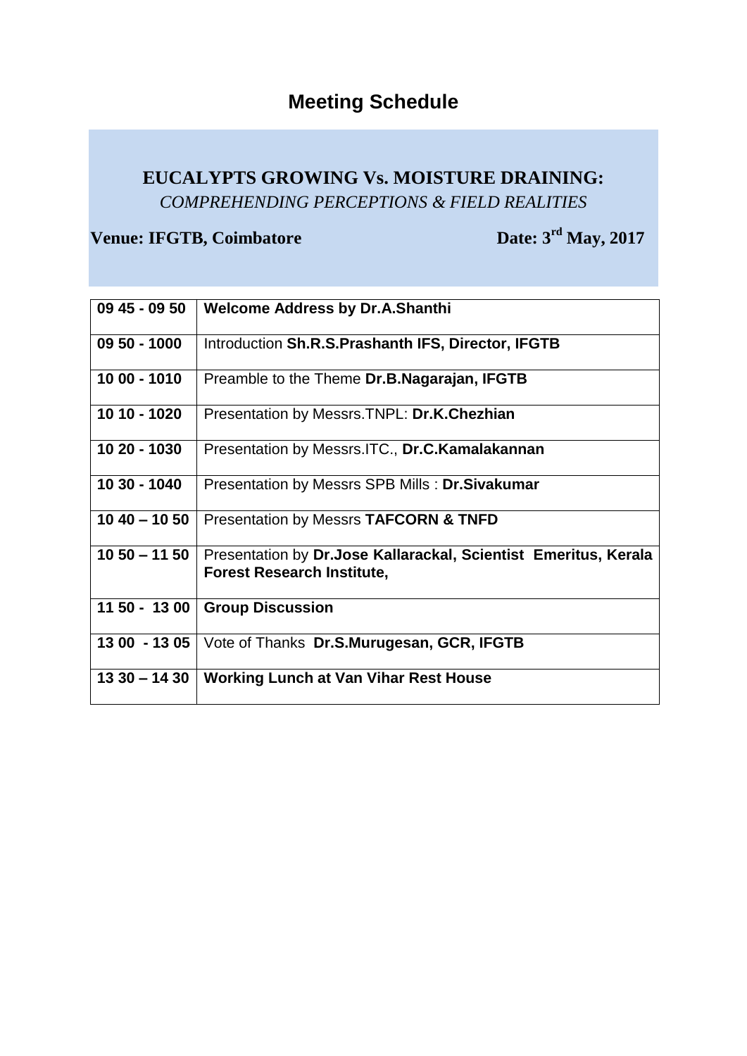# Meeting Schedule

## EUCALYPTS GROWING Vs. MOISTURE DRAINING:

*COMPREHENDING PERCEPTIONS & FIELD REALITIES*

**Venue: IFGTB, Coimbatore** **Date: 3rd May, 2017**

| | |
|---|---|
| **09 45 - 09 50** | **Welcome Address by Dr.A.Shanthi** |
| **09 50 - 1000** | Introduction **Sh.R.S.Prashanth IFS, Director, IFGTB** |
| **10 00 - 1010** | Preamble to the Theme **Dr.B.Nagarajan, IFGTB** |
| **10 10 - 1020** | Presentation by Messrs.TNPL: **Dr.K.Chezhian** |
| **10 20 - 1030** | Presentation by Messrs.ITC., **Dr.C.Kamalakannan** |
| **10 30 - 1040** | Presentation by Messrs SPB Mills : **Dr.Sivakumar** |
| **10 40 – 10 50** | Presentation by Messrs **TAFCORN & TNFD** |
| **10 50 – 11 50** | Presentation by **Dr.Jose Kallarackal, Scientist Emeritus, Kerala Forest Research Institute,** |
| **11 50 - 13 00** | **Group Discussion** |
| **13 00 - 13 05** | Vote of Thanks **Dr.S.Murugesan, GCR, IFGTB** |
| **13 30 – 14 30** | **Working Lunch at Van Vihar Rest House** |